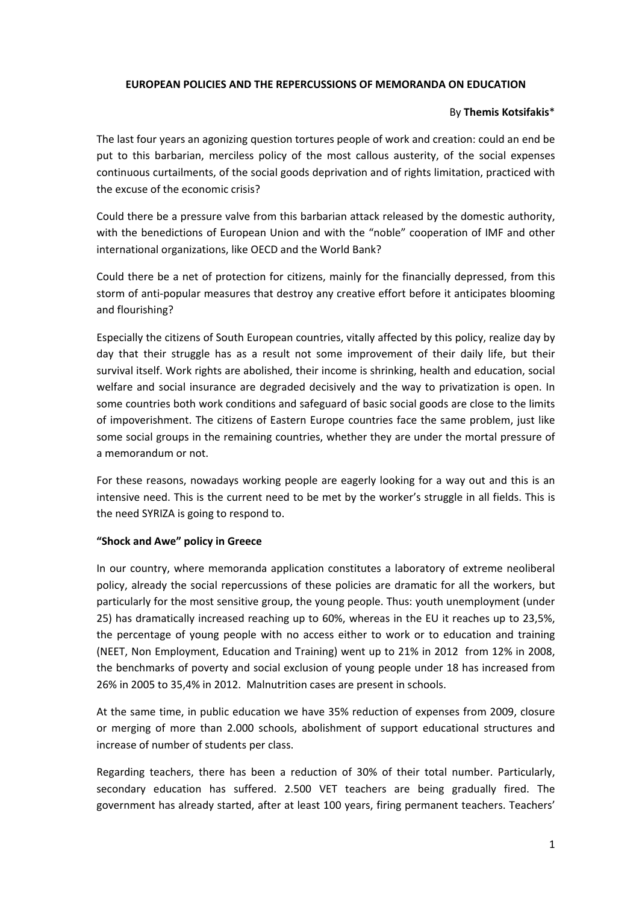**EUROPEAN POLICIES AND THE REPERCUSSIONS OF MEMORANDA ON EDUCATION**

By **Themis Kotsifakis***

The last four years an agonizing question tortures people of work and creation: could an end be put to this barbarian, merciless policy of the most callous austerity, of the social expenses continuous curtailments, of the social goods deprivation and of rights limitation, practiced with the excuse of the economic crisis?

Could there be a pressure valve from this barbarian attack released by the domestic authority, with the benedictions of European Union and with the "noble" cooperation of IMF and other international organizations, like OECD and the World Bank?

Could there be a net of protection for citizens, mainly for the financially depressed, from this storm of anti-popular measures that destroy any creative effort before it anticipates blooming and flourishing?

Especially the citizens of South European countries, vitally affected by this policy, realize day by day that their struggle has as a result not some improvement of their daily life, but their survival itself. Work rights are abolished, their income is shrinking, health and education, social welfare and social insurance are degraded decisively and the way to privatization is open. In some countries both work conditions and safeguard of basic social goods are close to the limits of impoverishment. The citizens of Eastern Europe countries face the same problem, just like some social groups in the remaining countries, whether they are under the mortal pressure of a memorandum or not.

For these reasons, nowadays working people are eagerly looking for a way out and this is an intensive need. This is the current need to be met by the worker's struggle in all fields. This is the need SYRIZA is going to respond to.

**"Shock and Awe" policy in Greece**

In our country, where memoranda application constitutes a laboratory of extreme neoliberal policy, already the social repercussions of these policies are dramatic for all the workers, but particularly for the most sensitive group, the young people. Thus: youth unemployment (under 25) has dramatically increased reaching up to 60%, whereas in the EU it reaches up to 23,5%, the percentage of young people with no access either to work or to education and training (NEET, Non Employment, Education and Training) went up to 21% in 2012 from 12% in 2008, the benchmarks of poverty and social exclusion of young people under 18 has increased from 26% in 2005 to 35,4% in 2012. Malnutrition cases are present in schools.

At the same time, in public education we have 35% reduction of expenses from 2009, closure or merging of more than 2.000 schools, abolishment of support educational structures and increase of number of students per class.

Regarding teachers, there has been a reduction of 30% of their total number. Particularly, secondary education has suffered. 2.500 VET teachers are being gradually fired. The government has already started, after at least 100 years, firing permanent teachers. Teachers'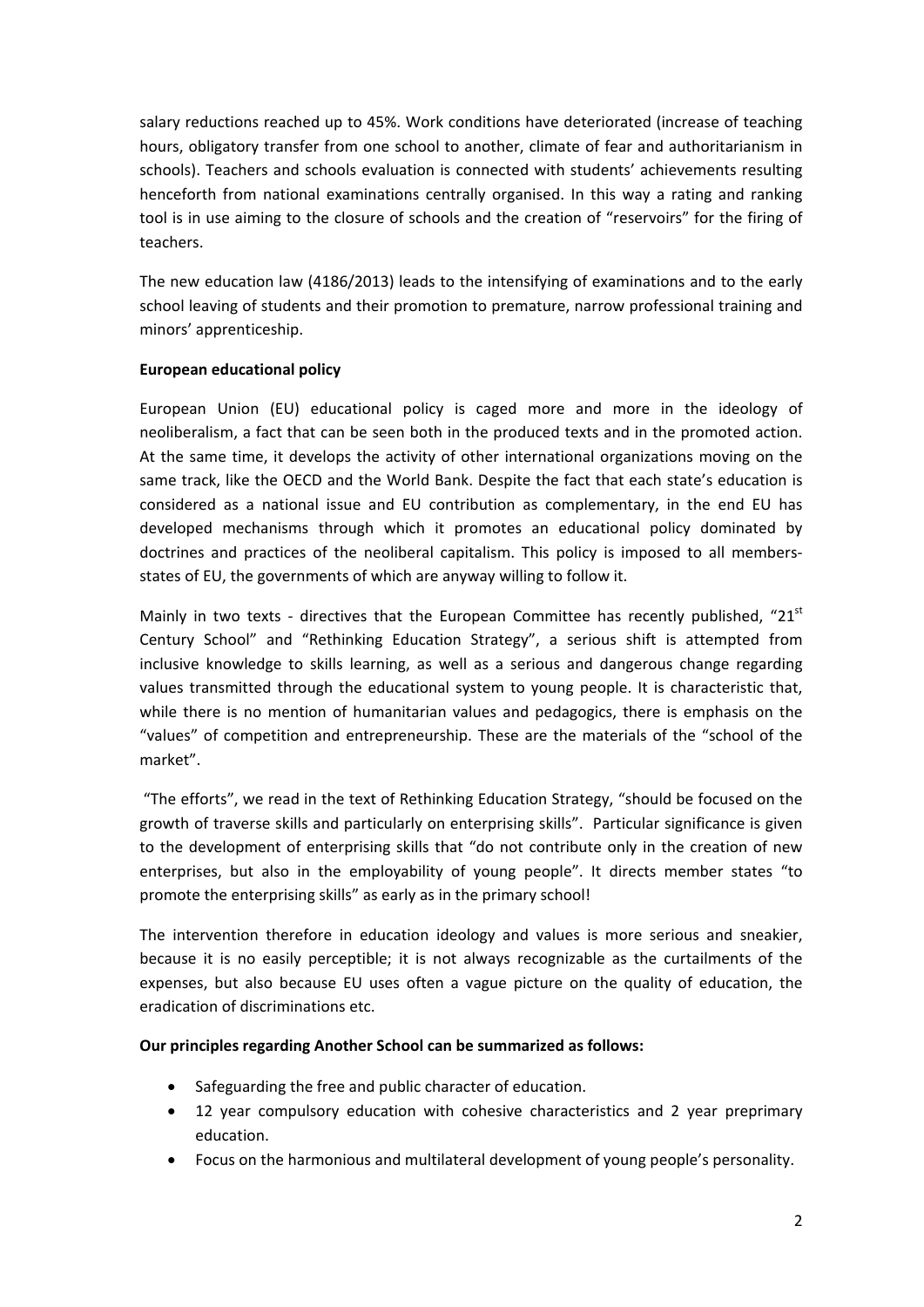salary reductions reached up to 45%. Work conditions have deteriorated (increase of teaching hours, obligatory transfer from one school to another, climate of fear and authoritarianism in schools). Teachers and schools evaluation is connected with students' achievements resulting henceforth from national examinations centrally organised. In this way a rating and ranking tool is in use aiming to the closure of schools and the creation of "reservoirs" for the firing of teachers.

The new education law (4186/2013) leads to the intensifying of examinations and to the early school leaving of students and their promotion to premature, narrow professional training and minors' apprenticeship.

**European educational policy**

European Union (EU) educational policy is caged more and more in the ideology of neoliberalism, a fact that can be seen both in the produced texts and in the promoted action. At the same time, it develops the activity of other international organizations moving on the same track, like the OECD and the World Bank. Despite the fact that each state's education is considered as a national issue and EU contribution as complementary, in the end EU has developed mechanisms through which it promotes an educational policy dominated by doctrines and practices of the neoliberal capitalism. This policy is imposed to all members-states of EU, the governments of which are anyway willing to follow it.

Mainly in two texts - directives that the European Committee has recently published, "21st Century School" and "Rethinking Education Strategy", a serious shift is attempted from inclusive knowledge to skills learning, as well as a serious and dangerous change regarding values transmitted through the educational system to young people. It is characteristic that, while there is no mention of humanitarian values and pedagogics, there is emphasis on the "values" of competition and entrepreneurship. These are the materials of the "school of the market".

"The efforts", we read in the text of Rethinking Education Strategy, "should be focused on the growth of traverse skills and particularly on enterprising skills". Particular significance is given to the development of enterprising skills that "do not contribute only in the creation of new enterprises, but also in the employability of young people". It directs member states "to promote the enterprising skills" as early as in the primary school!

The intervention therefore in education ideology and values is more serious and sneakier, because it is no easily perceptible; it is not always recognizable as the curtailments of the expenses, but also because EU uses often a vague picture on the quality of education, the eradication of discriminations etc.

**Our principles regarding Another School can be summarized as follows:**

- Safeguarding the free and public character of education.
- 12 year compulsory education with cohesive characteristics and 2 year preprimary education.
- Focus on the harmonious and multilateral development of young people's personality.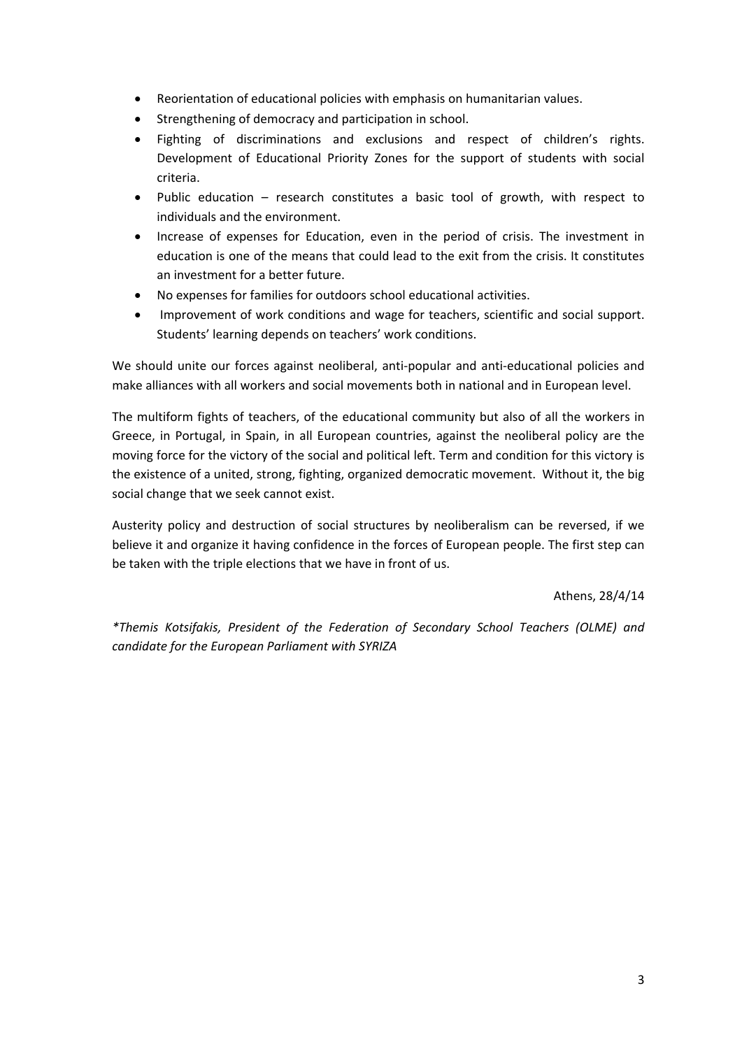- Reorientation of educational policies with emphasis on humanitarian values.
- Strengthening of democracy and participation in school.
- Fighting of discriminations and exclusions and respect of children's rights. Development of Educational Priority Zones for the support of students with social criteria.
- Public education – research constitutes a basic tool of growth, with respect to individuals and the environment.
- Increase of expenses for Education, even in the period of crisis. The investment in education is one of the means that could lead to the exit from the crisis. It constitutes an investment for a better future.
- No expenses for families for outdoors school educational activities.
- Improvement of work conditions and wage for teachers, scientific and social support. Students' learning depends on teachers' work conditions.

We should unite our forces against neoliberal, anti-popular and anti-educational policies and make alliances with all workers and social movements both in national and in European level.

The multiform fights of teachers, of the educational community but also of all the workers in Greece, in Portugal, in Spain, in all European countries, against the neoliberal policy are the moving force for the victory of the social and political left. Term and condition for this victory is the existence of a united, strong, fighting, organized democratic movement. Without it, the big social change that we seek cannot exist.

Austerity policy and destruction of social structures by neoliberalism can be reversed, if we believe it and organize it having confidence in the forces of European people. The first step can be taken with the triple elections that we have in front of us.

Athens, 28/4/14

*\*Themis Kotsifakis, President of the Federation of Secondary School Teachers (OLME) and candidate for the European Parliament with SYRIZA*